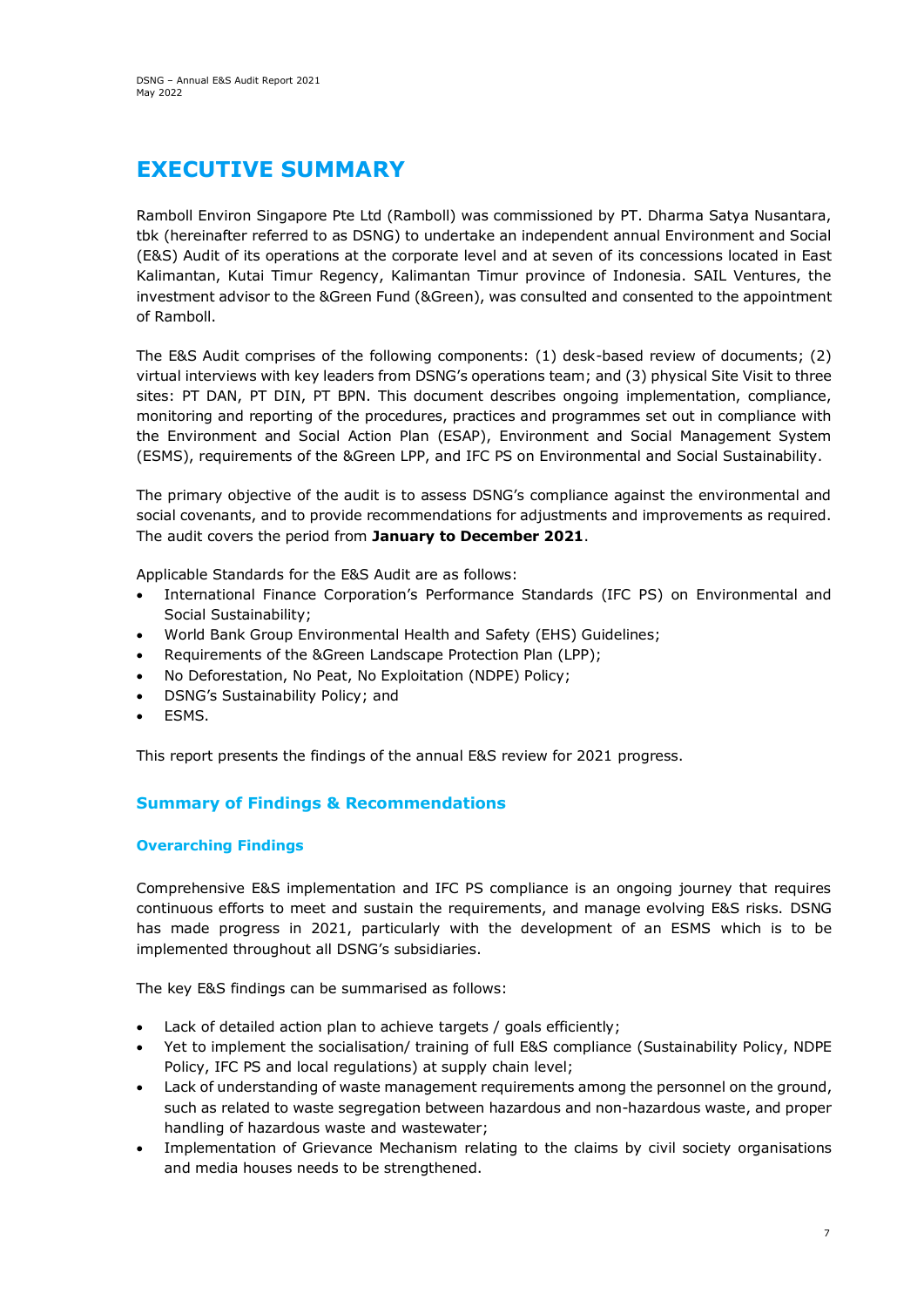# EXECUTIVE SUMMARY

Ramboll Environ Singapore Pte Ltd (Ramboll) was commissioned by PT. Dharma Satya Nusantara, tbk (hereinafter referred to as DSNG) to undertake an independent annual Environment and Social (E&S) Audit of its operations at the corporate level and at seven of its concessions located in East Kalimantan, Kutai Timur Regency, Kalimantan Timur province of Indonesia. SAIL Ventures, the investment advisor to the &Green Fund (&Green), was consulted and consented to the appointment of Ramboll.

The E&S Audit comprises of the following components: (1) desk-based review of documents; (2) virtual interviews with key leaders from DSNG's operations team; and (3) physical Site Visit to three sites: PT DAN, PT DIN, PT BPN. This document describes ongoing implementation, compliance, monitoring and reporting of the procedures, practices and programmes set out in compliance with the Environment and Social Action Plan (ESAP), Environment and Social Management System (ESMS), requirements of the &Green LPP, and IFC PS on Environmental and Social Sustainability.

The primary objective of the audit is to assess DSNG's compliance against the environmental and social covenants, and to provide recommendations for adjustments and improvements as required. The audit covers the period from **January to December 2021**.

Applicable Standards for the E&S Audit are as follows:

- International Finance Corporation's Performance Standards (IFC PS) on Environmental and Social Sustainability;
- World Bank Group Environmental Health and Safety (EHS) Guidelines;
- Requirements of the &Green Landscape Protection Plan (LPP);
- No Deforestation, No Peat, No Exploitation (NDPE) Policy;
- DSNG's Sustainability Policy; and
- ESMS.

This report presents the findings of the annual E&S review for 2021 progress.

## Summary of Findings & Recommendations

### Overarching Findings

Comprehensive E&S implementation and IFC PS compliance is an ongoing journey that requires continuous efforts to meet and sustain the requirements, and manage evolving E&S risks. DSNG has made progress in 2021, particularly with the development of an ESMS which is to be implemented throughout all DSNG's subsidiaries.

The key E&S findings can be summarised as follows:

- Lack of detailed action plan to achieve targets / goals efficiently;
- Yet to implement the socialisation/ training of full E&S compliance (Sustainability Policy, NDPE Policy, IFC PS and local regulations) at supply chain level;
- Lack of understanding of waste management requirements among the personnel on the ground, such as related to waste segregation between hazardous and non-hazardous waste, and proper handling of hazardous waste and wastewater;
- Implementation of Grievance Mechanism relating to the claims by civil society organisations and media houses needs to be strengthened.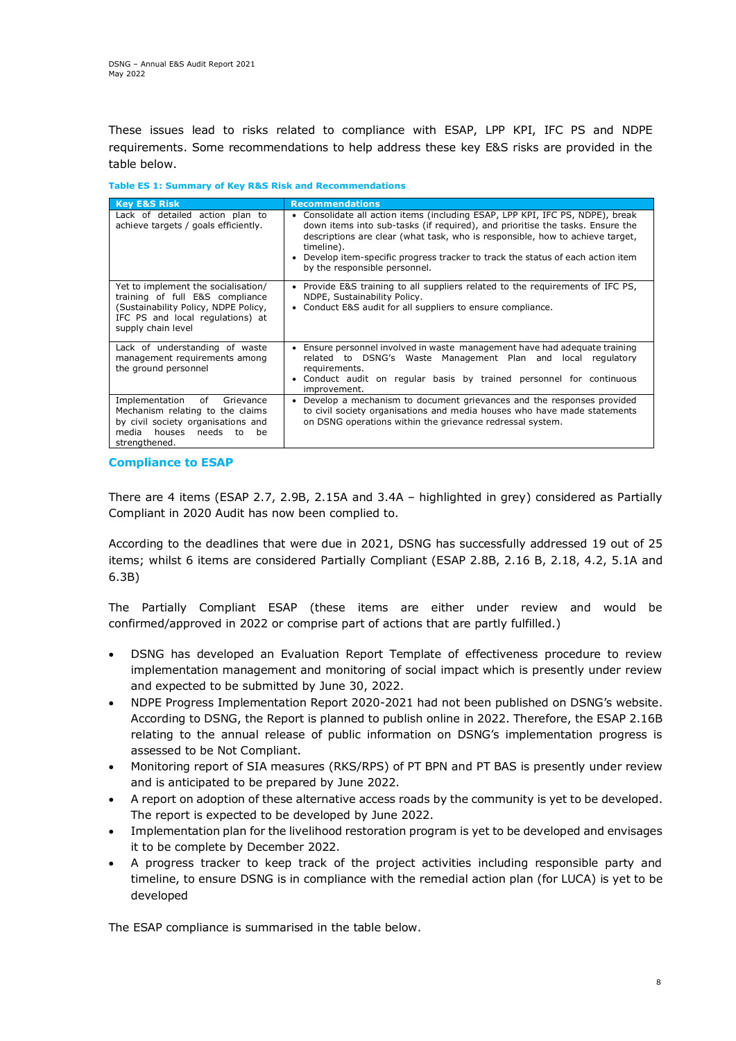These issues lead to risks related to compliance with ESAP, LPP KPI, IFC PS and NDPE requirements. Some recommendations to help address these key E&S risks are provided in the table below.

**Table ES 1: Summary of Key R&S Risk and Recommendations**

| Key E&S Risk | Recommendations |
|---|---|
| Lack of detailed action plan to achieve targets / goals efficiently. | • Consolidate all action items (including ESAP, LPP KPI, IFC PS, NDPE), break down items into sub-tasks (if required), and prioritise the tasks. Ensure the descriptions are clear (what task, who is responsible, how to achieve target, timeline).<br>• Develop item-specific progress tracker to track the status of each action item by the responsible personnel. |
| Yet to implement the socialisation/ training of full E&S compliance (Sustainability Policy, NDPE Policy, IFC PS and local regulations) at supply chain level | • Provide E&S training to all suppliers related to the requirements of IFC PS, NDPE, Sustainability Policy.<br>• Conduct E&S audit for all suppliers to ensure compliance. |
| Lack of understanding of waste management requirements among the ground personnel | • Ensure personnel involved in waste management have had adequate training related to DSNG's Waste Management Plan and local regulatory requirements.<br>• Conduct audit on regular basis by trained personnel for continuous improvement. |
| Implementation of Grievance Mechanism relating to the claims by civil society organisations and media houses needs to be strengthened. | • Develop a mechanism to document grievances and the responses provided to civil society organisations and media houses who have made statements on DSNG operations within the grievance redressal system. |

## Compliance to ESAP

There are 4 items (ESAP 2.7, 2.9B, 2.15A and 3.4A – highlighted in grey) considered as Partially Compliant in 2020 Audit has now been complied to.

According to the deadlines that were due in 2021, DSNG has successfully addressed 19 out of 25 items; whilst 6 items are considered Partially Compliant (ESAP 2.8B, 2.16 B, 2.18, 4.2, 5.1A and 6.3B)

The Partially Compliant ESAP (these items are either under review and would be confirmed/approved in 2022 or comprise part of actions that are partly fulfilled.)

- DSNG has developed an Evaluation Report Template of effectiveness procedure to review implementation management and monitoring of social impact which is presently under review and expected to be submitted by June 30, 2022.
- NDPE Progress Implementation Report 2020-2021 had not been published on DSNG's website. According to DSNG, the Report is planned to publish online in 2022. Therefore, the ESAP 2.16B relating to the annual release of public information on DSNG's implementation progress is assessed to be Not Compliant.
- Monitoring report of SIA measures (RKS/RPS) of PT BPN and PT BAS is presently under review and is anticipated to be prepared by June 2022.
- A report on adoption of these alternative access roads by the community is yet to be developed. The report is expected to be developed by June 2022.
- Implementation plan for the livelihood restoration program is yet to be developed and envisages it to be complete by December 2022.
- A progress tracker to keep track of the project activities including responsible party and timeline, to ensure DSNG is in compliance with the remedial action plan (for LUCA) is yet to be developed

The ESAP compliance is summarised in the table below.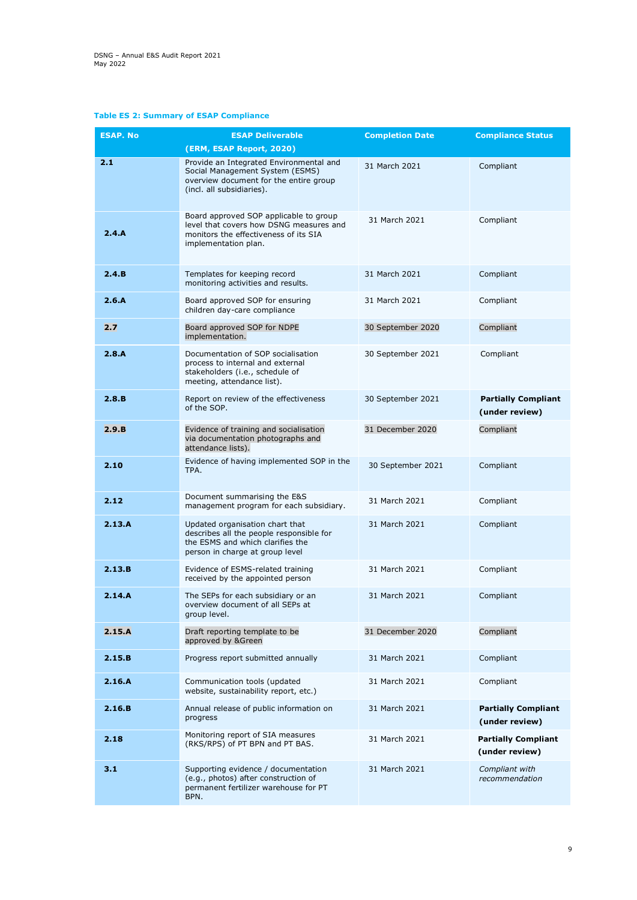**Table ES 2: Summary of ESAP Compliance**

| ESAP. No | ESAP Deliverable (ERM, ESAP Report, 2020) | Completion Date | Compliance Status |
|---|---|---|---|
| **2.1** | Provide an Integrated Environmental and Social Management System (ESMS) overview document for the entire group (incl. all subsidiaries). | 31 March 2021 | Compliant |
| **2.4.A** | Board approved SOP applicable to group level that covers how DSNG measures and monitors the effectiveness of its SIA implementation plan. | 31 March 2021 | Compliant |
| **2.4.B** | Templates for keeping record monitoring activities and results. | 31 March 2021 | Compliant |
| **2.6.A** | Board approved SOP for ensuring children day-care compliance | 31 March 2021 | Compliant |
| **2.7** | Board approved SOP for NDPE implementation. | 30 September 2020 | Compliant |
| **2.8.A** | Documentation of SOP socialisation process to internal and external stakeholders (i.e., schedule of meeting, attendance list). | 30 September 2021 | Compliant |
| **2.8.B** | Report on review of the effectiveness of the SOP. | 30 September 2021 | **Partially Compliant (under review)** |
| **2.9.B** | Evidence of training and socialisation via documentation photographs and attendance lists). | 31 December 2020 | Compliant |
| **2.10** | Evidence of having implemented SOP in the TPA. | 30 September 2021 | Compliant |
| **2.12** | Document summarising the E&S management program for each subsidiary. | 31 March 2021 | Compliant |
| **2.13.A** | Updated organisation chart that describes all the people responsible for the ESMS and which clarifies the person in charge at group level | 31 March 2021 | Compliant |
| **2.13.B** | Evidence of ESMS-related training received by the appointed person | 31 March 2021 | Compliant |
| **2.14.A** | The SEPs for each subsidiary or an overview document of all SEPs at group level. | 31 March 2021 | Compliant |
| **2.15.A** | Draft reporting template to be approved by &Green | 31 December 2020 | Compliant |
| **2.15.B** | Progress report submitted annually | 31 March 2021 | Compliant |
| **2.16.A** | Communication tools (updated website, sustainability report, etc.) | 31 March 2021 | Compliant |
| **2.16.B** | Annual release of public information on progress | 31 March 2021 | **Partially Compliant (under review)** |
| **2.18** | Monitoring report of SIA measures (RKS/RPS) of PT BPN and PT BAS. | 31 March 2021 | **Partially Compliant (under review)** |
| **3.1** | Supporting evidence / documentation (e.g., photos) after construction of permanent fertilizer warehouse for PT BPN. | 31 March 2021 | *Compliant with recommendation* |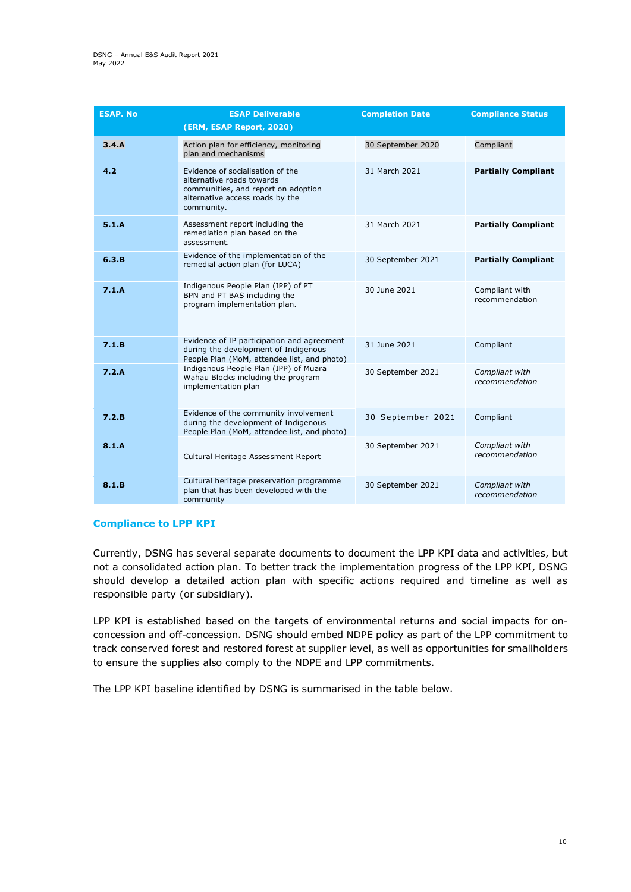| ESAP. No | ESAP Deliverable (ERM, ESAP Report, 2020) | Completion Date | Compliance Status |
|---|---|---|---|
| **3.4.A** | Action plan for efficiency, monitoring plan and mechanisms | 30 September 2020 | Compliant |
| **4.2** | Evidence of socialisation of the alternative roads towards communities, and report on adoption alternative access roads by the community. | 31 March 2021 | **Partially Compliant** |
| **5.1.A** | Assessment report including the remediation plan based on the assessment. | 31 March 2021 | **Partially Compliant** |
| **6.3.B** | Evidence of the implementation of the remedial action plan (for LUCA) | 30 September 2021 | **Partially Compliant** |
| **7.1.A** | Indigenous People Plan (IPP) of PT BPN and PT BAS including the program implementation plan. | 30 June 2021 | Compliant with recommendation |
| **7.1.B** | Evidence of IP participation and agreement during the development of Indigenous People Plan (MoM, attendee list, and photo) | 31 June 2021 | Compliant |
| **7.2.A** | Indigenous People Plan (IPP) of Muara Wahau Blocks including the program implementation plan | 30 September 2021 | *Compliant with recommendation* |
| **7.2.B** | Evidence of the community involvement during the development of Indigenous People Plan (MoM, attendee list, and photo) | 30 September 2021 | Compliant |
| **8.1.A** | Cultural Heritage Assessment Report | 30 September 2021 | *Compliant with recommendation* |
| **8.1.B** | Cultural heritage preservation programme plan that has been developed with the community | 30 September 2021 | *Compliant with recommendation* |

## Compliance to LPP KPI

Currently, DSNG has several separate documents to document the LPP KPI data and activities, but not a consolidated action plan. To better track the implementation progress of the LPP KPI, DSNG should develop a detailed action plan with specific actions required and timeline as well as responsible party (or subsidiary).

LPP KPI is established based on the targets of environmental returns and social impacts for on-concession and off-concession. DSNG should embed NDPE policy as part of the LPP commitment to track conserved forest and restored forest at supplier level, as well as opportunities for smallholders to ensure the supplies also comply to the NDPE and LPP commitments.

The LPP KPI baseline identified by DSNG is summarised in the table below.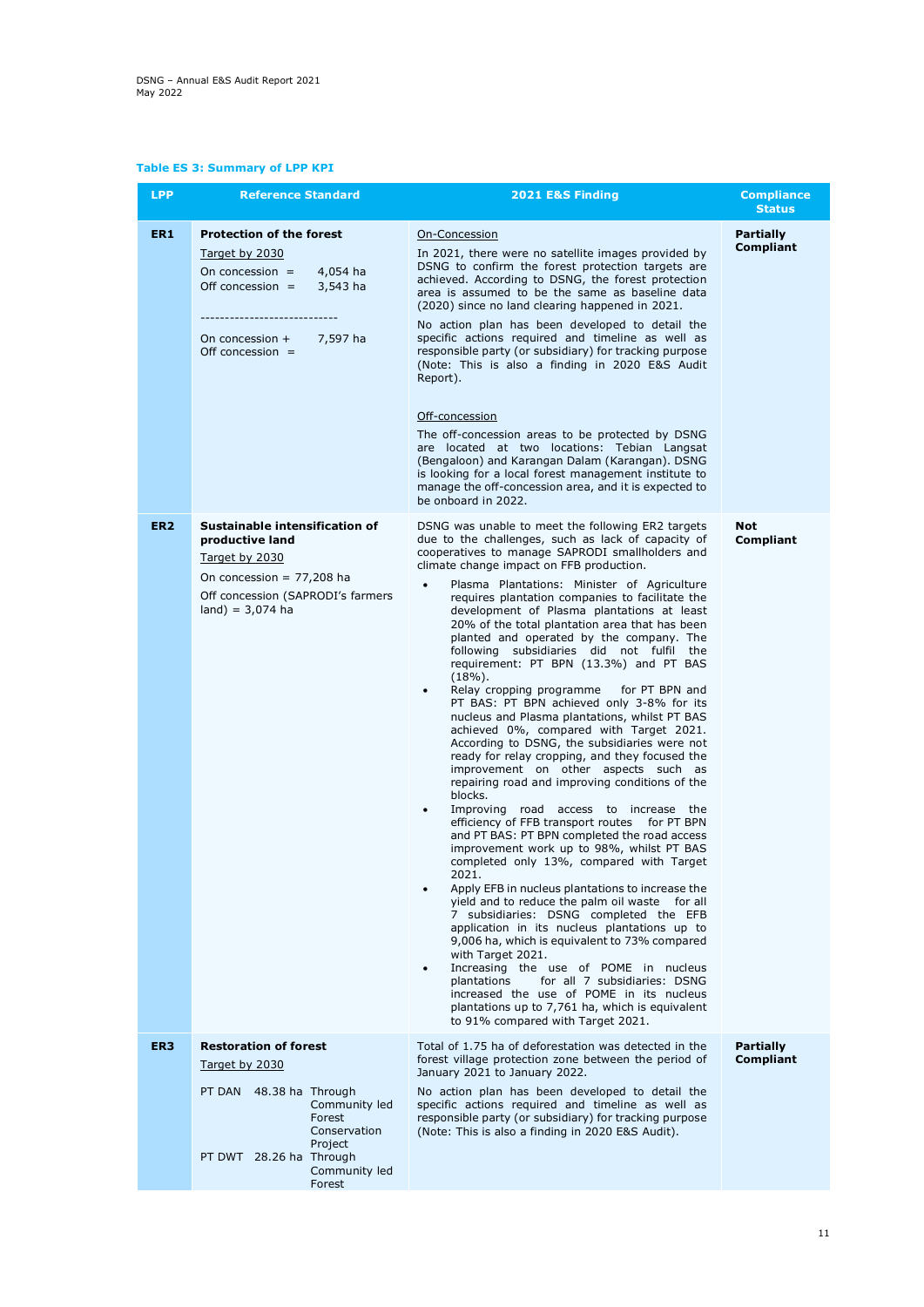**Table ES 3: Summary of LPP KPI**

| LPP | Reference Standard | 2021 E&S Finding | Compliance Status |
|---|---|---|---|
| **ER1** | **Protection of the forest**<br><br>Target by 2030<br><br>On concession = 4,054 ha<br>Off concession = 3,543 ha<br><br>----------------------------<br><br>On concession + Off concession = 7,597 ha | On-Concession<br><br>In 2021, there were no satellite images provided by DSNG to confirm the forest protection targets are achieved. According to DSNG, the forest protection area is assumed to be the same as baseline data (2020) since no land clearing happened in 2021.<br><br>No action plan has been developed to detail the specific actions required and timeline as well as responsible party (or subsidiary) for tracking purpose (Note: This is also a finding in 2020 E&S Audit Report).<br><br>Off-concession<br><br>The off-concession areas to be protected by DSNG are located at two locations: Tebian Langsat (Bengaloon) and Karangan Dalam (Karangan). DSNG is looking for a local forest management institute to manage the off-concession area, and it is expected to be onboard in 2022. | **Partially Compliant** |
| **ER2** | **Sustainable intensification of productive land**<br><br>Target by 2030<br><br>On concession = 77,208 ha<br><br>Off concession (SAPRODI's farmers land) = 3,074 ha | DSNG was unable to meet the following ER2 targets due to the challenges, such as lack of capacity of cooperatives to manage SAPRODI smallholders and climate change impact on FFB production.<br><br>• Plasma Plantations: Minister of Agriculture requires plantation companies to facilitate the development of Plasma plantations at least 20% of the total plantation area that has been planted and operated by the company. The following subsidiaries did not fulfil the requirement: PT BPN (13.3%) and PT BAS (18%).<br>• Relay cropping programme for PT BPN and PT BAS: PT BPN achieved only 3-8% for its nucleus and Plasma plantations, whilst PT BAS achieved 0%, compared with Target 2021. According to DSNG, the subsidiaries were not ready for relay cropping, and they focused the improvement on other aspects such as repairing road and improving conditions of the blocks.<br>• Improving road access to increase the efficiency of FFB transport routes for PT BPN and PT BAS: PT BPN completed the road access improvement work up to 98%, whilst PT BAS completed only 13%, compared with Target 2021.<br>• Apply EFB in nucleus plantations to increase the yield and to reduce the palm oil waste for all 7 subsidiaries: DSNG completed the EFB application in its nucleus plantations up to 9,006 ha, which is equivalent to 73% compared with Target 2021.<br>• Increasing the use of POME in nucleus plantations for all 7 subsidiaries: DSNG increased the use of POME in its nucleus plantations up to 7,761 ha, which is equivalent to 91% compared with Target 2021. | **Not Compliant** |
| **ER3** | **Restoration of forest**<br><br>Target by 2030<br><br>PT DAN 48.38 ha Through Community led Forest Conservation Project<br><br>PT DWT 28.26 ha Through Community led Forest | Total of 1.75 ha of deforestation was detected in the forest village protection zone between the period of January 2021 to January 2022.<br><br>No action plan has been developed to detail the specific actions required and timeline as well as responsible party (or subsidiary) for tracking purpose (Note: This is also a finding in 2020 E&S Audit). | **Partially Compliant** |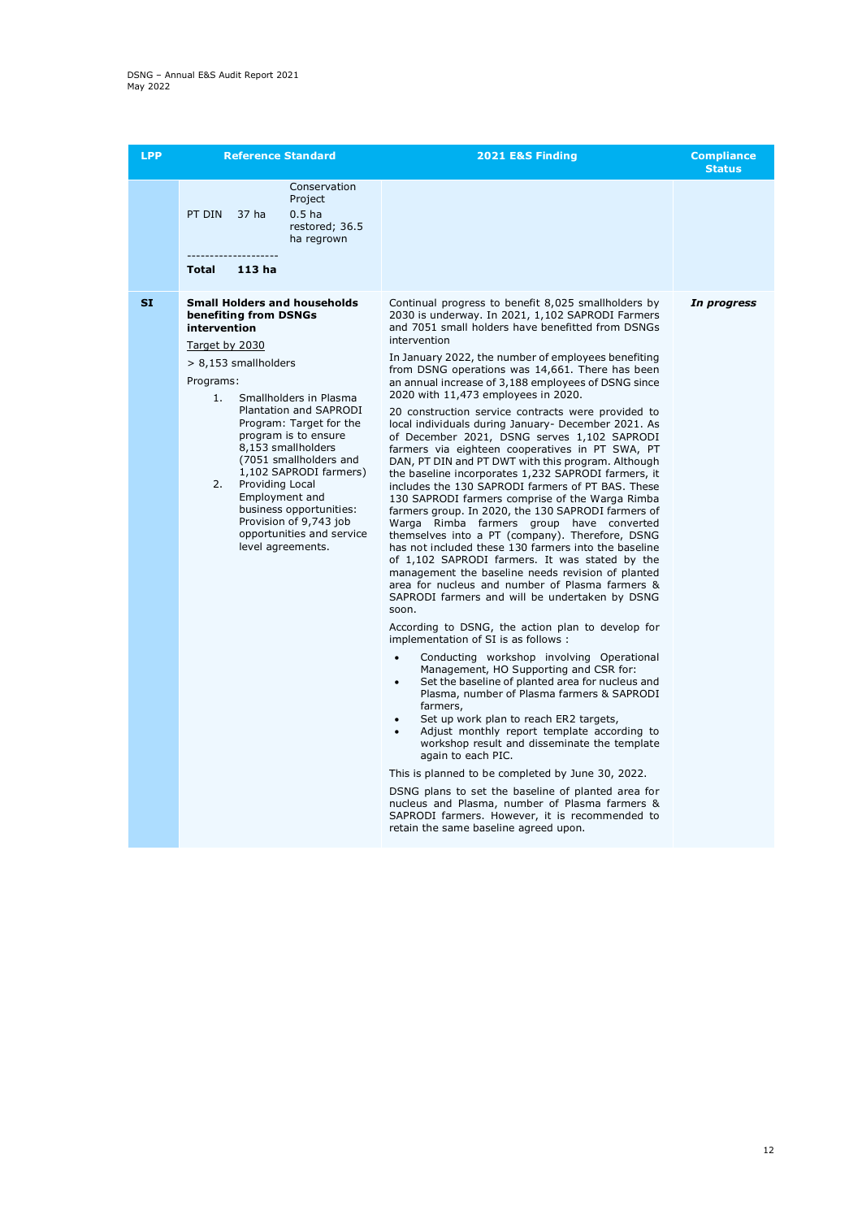| LPP | Reference Standard | 2021 E&S Finding | Compliance Status |
|---|---|---|---|
| | Conservation Project<br>PT DIN    37 ha    0.5 ha restored; 36.5 ha regrown<br>--------------------<br>**Total    113 ha** | | |
| **SI** | **Small Holders and households benefiting from DSNGs intervention**<br><br><u>Target by 2030</u><br><br>> 8,153 smallholders<br><br>Programs:<br><br>1. Smallholders in Plasma Plantation and SAPRODI Program: Target for the program is to ensure 8,153 smallholders (7051 smallholders and 1,102 SAPRODI farmers)<br>2. Providing Local Employment and business opportunities: Provision of 9,743 job opportunities and service level agreements. | Continual progress to benefit 8,025 smallholders by 2030 is underway. In 2021, 1,102 SAPRODI Farmers and 7051 small holders have benefitted from DSNGs intervention<br><br>In January 2022, the number of employees benefiting from DSNG operations was 14,661. There has been an annual increase of 3,188 employees of DSNG since 2020 with 11,473 employees in 2020.<br><br>20 construction service contracts were provided to local individuals during January- December 2021. As of December 2021, DSNG serves 1,102 SAPRODI farmers via eighteen cooperatives in PT SWA, PT DAN, PT DIN and PT DWT with this program. Although the baseline incorporates 1,232 SAPRODI farmers, it includes the 130 SAPRODI farmers of PT BAS. These 130 SAPRODI farmers comprise of the Warga Rimba farmers group. In 2020, the 130 SAPRODI farmers of Warga Rimba farmers group have converted themselves into a PT (company). Therefore, DSNG has not included these 130 farmers into the baseline of 1,102 SAPRODI farmers. It was stated by the management the baseline needs revision of planted area for nucleus and number of Plasma farmers & SAPRODI farmers and will be undertaken by DSNG soon.<br><br>According to DSNG, the action plan to develop for implementation of SI is as follows :<br><br>• Conducting workshop involving Operational Management, HO Supporting and CSR for:<br>• Set the baseline of planted area for nucleus and Plasma, number of Plasma farmers & SAPRODI farmers,<br>• Set up work plan to reach ER2 targets,<br>• Adjust monthly report template according to workshop result and disseminate the template again to each PIC.<br><br>This is planned to be completed by June 30, 2022.<br><br>DSNG plans to set the baseline of planted area for nucleus and Plasma, number of Plasma farmers & SAPRODI farmers. However, it is recommended to retain the same baseline agreed upon. | ***In progress*** |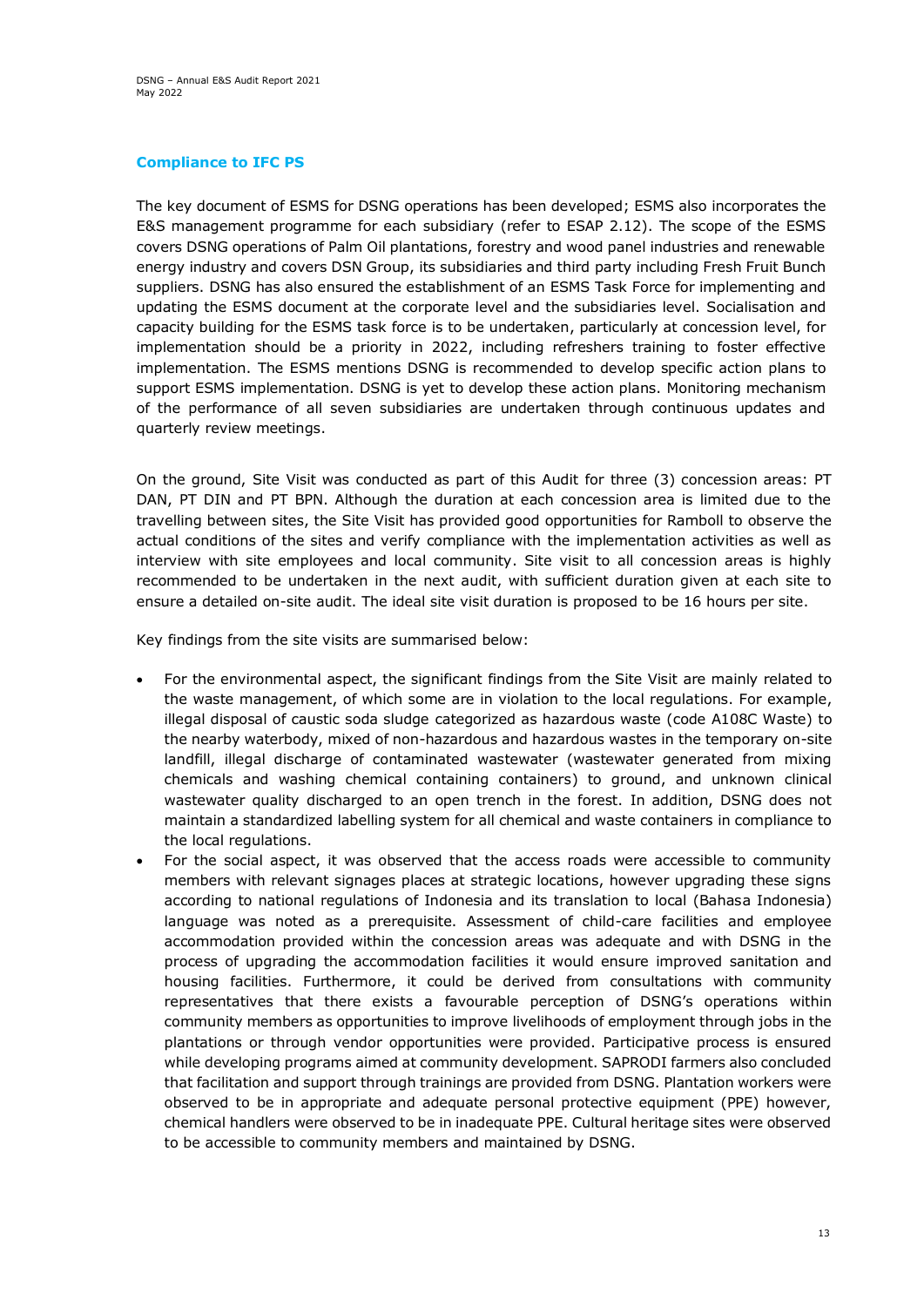## Compliance to IFC PS

The key document of ESMS for DSNG operations has been developed; ESMS also incorporates the E&S management programme for each subsidiary (refer to ESAP 2.12). The scope of the ESMS covers DSNG operations of Palm Oil plantations, forestry and wood panel industries and renewable energy industry and covers DSN Group, its subsidiaries and third party including Fresh Fruit Bunch suppliers. DSNG has also ensured the establishment of an ESMS Task Force for implementing and updating the ESMS document at the corporate level and the subsidiaries level. Socialisation and capacity building for the ESMS task force is to be undertaken, particularly at concession level, for implementation should be a priority in 2022, including refreshers training to foster effective implementation. The ESMS mentions DSNG is recommended to develop specific action plans to support ESMS implementation. DSNG is yet to develop these action plans. Monitoring mechanism of the performance of all seven subsidiaries are undertaken through continuous updates and quarterly review meetings.

On the ground, Site Visit was conducted as part of this Audit for three (3) concession areas: PT DAN, PT DIN and PT BPN. Although the duration at each concession area is limited due to the travelling between sites, the Site Visit has provided good opportunities for Ramboll to observe the actual conditions of the sites and verify compliance with the implementation activities as well as interview with site employees and local community. Site visit to all concession areas is highly recommended to be undertaken in the next audit, with sufficient duration given at each site to ensure a detailed on-site audit. The ideal site visit duration is proposed to be 16 hours per site.

Key findings from the site visits are summarised below:

- For the environmental aspect, the significant findings from the Site Visit are mainly related to the waste management, of which some are in violation to the local regulations. For example, illegal disposal of caustic soda sludge categorized as hazardous waste (code A108C Waste) to the nearby waterbody, mixed of non-hazardous and hazardous wastes in the temporary on-site landfill, illegal discharge of contaminated wastewater (wastewater generated from mixing chemicals and washing chemical containing containers) to ground, and unknown clinical wastewater quality discharged to an open trench in the forest. In addition, DSNG does not maintain a standardized labelling system for all chemical and waste containers in compliance to the local regulations.
- For the social aspect, it was observed that the access roads were accessible to community members with relevant signages places at strategic locations, however upgrading these signs according to national regulations of Indonesia and its translation to local (Bahasa Indonesia) language was noted as a prerequisite. Assessment of child-care facilities and employee accommodation provided within the concession areas was adequate and with DSNG in the process of upgrading the accommodation facilities it would ensure improved sanitation and housing facilities. Furthermore, it could be derived from consultations with community representatives that there exists a favourable perception of DSNG's operations within community members as opportunities to improve livelihoods of employment through jobs in the plantations or through vendor opportunities were provided. Participative process is ensured while developing programs aimed at community development. SAPRODI farmers also concluded that facilitation and support through trainings are provided from DSNG. Plantation workers were observed to be in appropriate and adequate personal protective equipment (PPE) however, chemical handlers were observed to be in inadequate PPE. Cultural heritage sites were observed to be accessible to community members and maintained by DSNG.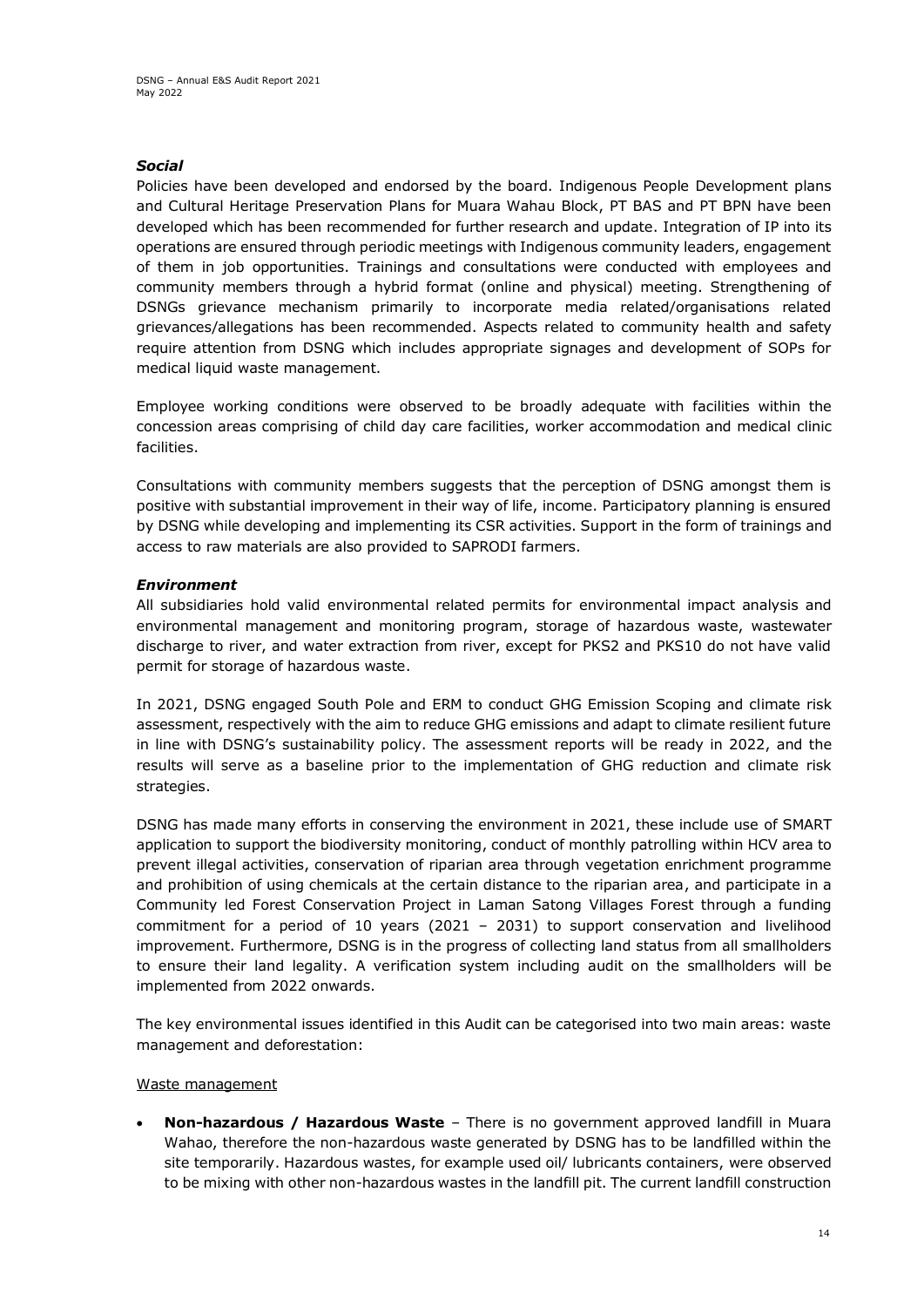***Social***

Policies have been developed and endorsed by the board. Indigenous People Development plans and Cultural Heritage Preservation Plans for Muara Wahau Block, PT BAS and PT BPN have been developed which has been recommended for further research and update. Integration of IP into its operations are ensured through periodic meetings with Indigenous community leaders, engagement of them in job opportunities. Trainings and consultations were conducted with employees and community members through a hybrid format (online and physical) meeting. Strengthening of DSNGs grievance mechanism primarily to incorporate media related/organisations related grievances/allegations has been recommended. Aspects related to community health and safety require attention from DSNG which includes appropriate signages and development of SOPs for medical liquid waste management.

Employee working conditions were observed to be broadly adequate with facilities within the concession areas comprising of child day care facilities, worker accommodation and medical clinic facilities.

Consultations with community members suggests that the perception of DSNG amongst them is positive with substantial improvement in their way of life, income. Participatory planning is ensured by DSNG while developing and implementing its CSR activities. Support in the form of trainings and access to raw materials are also provided to SAPRODI farmers.

***Environment***

All subsidiaries hold valid environmental related permits for environmental impact analysis and environmental management and monitoring program, storage of hazardous waste, wastewater discharge to river, and water extraction from river, except for PKS2 and PKS10 do not have valid permit for storage of hazardous waste.

In 2021, DSNG engaged South Pole and ERM to conduct GHG Emission Scoping and climate risk assessment, respectively with the aim to reduce GHG emissions and adapt to climate resilient future in line with DSNG's sustainability policy. The assessment reports will be ready in 2022, and the results will serve as a baseline prior to the implementation of GHG reduction and climate risk strategies.

DSNG has made many efforts in conserving the environment in 2021, these include use of SMART application to support the biodiversity monitoring, conduct of monthly patrolling within HCV area to prevent illegal activities, conservation of riparian area through vegetation enrichment programme and prohibition of using chemicals at the certain distance to the riparian area, and participate in a Community led Forest Conservation Project in Laman Satong Villages Forest through a funding commitment for a period of 10 years (2021 – 2031) to support conservation and livelihood improvement. Furthermore, DSNG is in the progress of collecting land status from all smallholders to ensure their land legality. A verification system including audit on the smallholders will be implemented from 2022 onwards.

The key environmental issues identified in this Audit can be categorised into two main areas: waste management and deforestation:

<u>Waste management</u>

- **Non-hazardous / Hazardous Waste** – There is no government approved landfill in Muara Wahao, therefore the non-hazardous waste generated by DSNG has to be landfilled within the site temporarily. Hazardous wastes, for example used oil/ lubricants containers, were observed to be mixing with other non-hazardous wastes in the landfill pit. The current landfill construction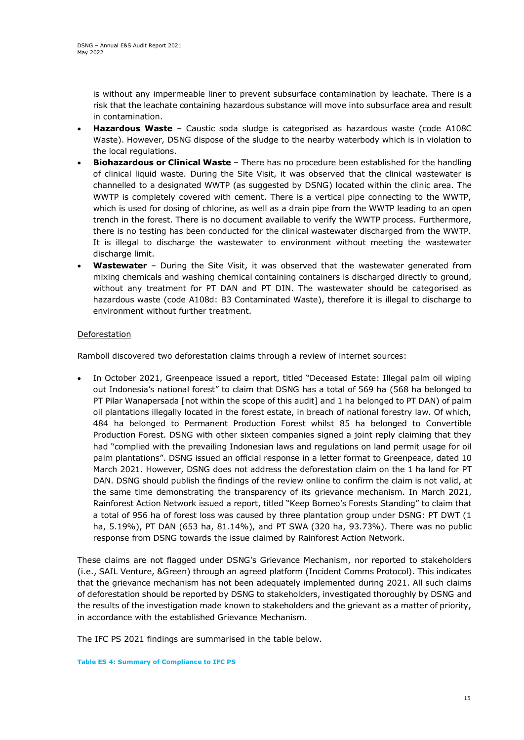is without any impermeable liner to prevent subsurface contamination by leachate. There is a risk that the leachate containing hazardous substance will move into subsurface area and result in contamination.

- **Hazardous Waste** – Caustic soda sludge is categorised as hazardous waste (code A108C Waste). However, DSNG dispose of the sludge to the nearby waterbody which is in violation to the local regulations.
- **Biohazardous or Clinical Waste** – There has no procedure been established for the handling of clinical liquid waste. During the Site Visit, it was observed that the clinical wastewater is channelled to a designated WWTP (as suggested by DSNG) located within the clinic area. The WWTP is completely covered with cement. There is a vertical pipe connecting to the WWTP, which is used for dosing of chlorine, as well as a drain pipe from the WWTP leading to an open trench in the forest. There is no document available to verify the WWTP process. Furthermore, there is no testing has been conducted for the clinical wastewater discharged from the WWTP. It is illegal to discharge the wastewater to environment without meeting the wastewater discharge limit.
- **Wastewater** – During the Site Visit, it was observed that the wastewater generated from mixing chemicals and washing chemical containing containers is discharged directly to ground, without any treatment for PT DAN and PT DIN. The wastewater should be categorised as hazardous waste (code A108d: B3 Contaminated Waste), therefore it is illegal to discharge to environment without further treatment.

<u>Deforestation</u>

Ramboll discovered two deforestation claims through a review of internet sources:

- In October 2021, Greenpeace issued a report, titled "Deceased Estate: Illegal palm oil wiping out Indonesia's national forest" to claim that DSNG has a total of 569 ha (568 ha belonged to PT Pilar Wanapersada [not within the scope of this audit] and 1 ha belonged to PT DAN) of palm oil plantations illegally located in the forest estate, in breach of national forestry law. Of which, 484 ha belonged to Permanent Production Forest whilst 85 ha belonged to Convertible Production Forest. DSNG with other sixteen companies signed a joint reply claiming that they had "complied with the prevailing Indonesian laws and regulations on land permit usage for oil palm plantations". DSNG issued an official response in a letter format to Greenpeace, dated 10 March 2021. However, DSNG does not address the deforestation claim on the 1 ha land for PT DAN. DSNG should publish the findings of the review online to confirm the claim is not valid, at the same time demonstrating the transparency of its grievance mechanism. In March 2021, Rainforest Action Network issued a report, titled "Keep Borneo's Forests Standing" to claim that a total of 956 ha of forest loss was caused by three plantation group under DSNG: PT DWT (1 ha, 5.19%), PT DAN (653 ha, 81.14%), and PT SWA (320 ha, 93.73%). There was no public response from DSNG towards the issue claimed by Rainforest Action Network.

These claims are not flagged under DSNG's Grievance Mechanism, nor reported to stakeholders (i.e., SAIL Venture, &Green) through an agreed platform (Incident Comms Protocol). This indicates that the grievance mechanism has not been adequately implemented during 2021. All such claims of deforestation should be reported by DSNG to stakeholders, investigated thoroughly by DSNG and the results of the investigation made known to stakeholders and the grievant as a matter of priority, in accordance with the established Grievance Mechanism.

The IFC PS 2021 findings are summarised in the table below.

**Table ES 4: Summary of Compliance to IFC PS**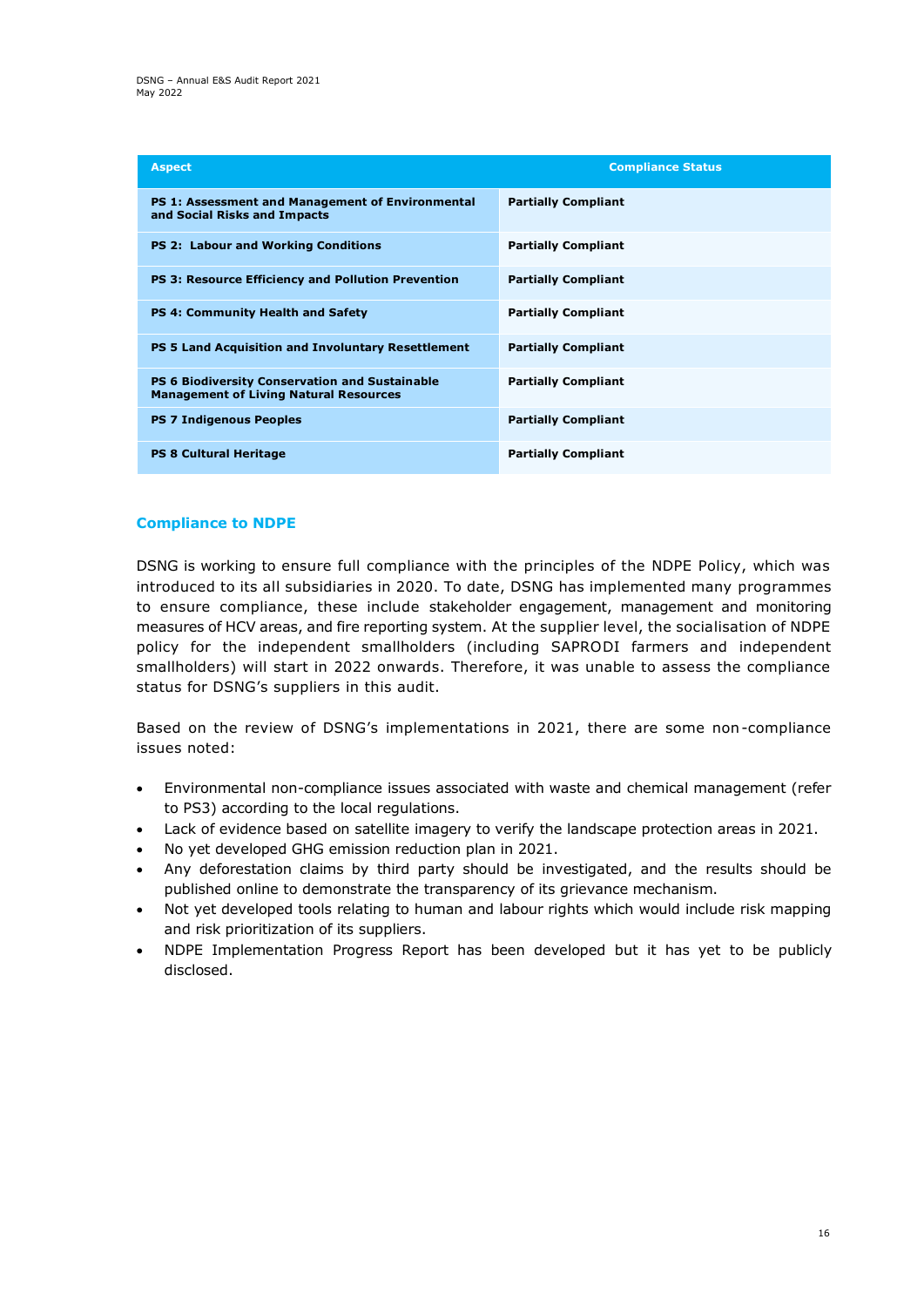| Aspect | Compliance Status |
|---|---|
| **PS 1: Assessment and Management of Environmental and Social Risks and Impacts** | **Partially Compliant** |
| **PS 2: Labour and Working Conditions** | **Partially Compliant** |
| **PS 3: Resource Efficiency and Pollution Prevention** | **Partially Compliant** |
| **PS 4: Community Health and Safety** | **Partially Compliant** |
| **PS 5 Land Acquisition and Involuntary Resettlement** | **Partially Compliant** |
| **PS 6 Biodiversity Conservation and Sustainable Management of Living Natural Resources** | **Partially Compliant** |
| **PS 7 Indigenous Peoples** | **Partially Compliant** |
| **PS 8 Cultural Heritage** | **Partially Compliant** |

## Compliance to NDPE

DSNG is working to ensure full compliance with the principles of the NDPE Policy, which was introduced to its all subsidiaries in 2020. To date, DSNG has implemented many programmes to ensure compliance, these include stakeholder engagement, management and monitoring measures of HCV areas, and fire reporting system. At the supplier level, the socialisation of NDPE policy for the independent smallholders (including SAPRODI farmers and independent smallholders) will start in 2022 onwards. Therefore, it was unable to assess the compliance status for DSNG's suppliers in this audit.

Based on the review of DSNG's implementations in 2021, there are some non-compliance issues noted:

- Environmental non-compliance issues associated with waste and chemical management (refer to PS3) according to the local regulations.
- Lack of evidence based on satellite imagery to verify the landscape protection areas in 2021.
- No yet developed GHG emission reduction plan in 2021.
- Any deforestation claims by third party should be investigated, and the results should be published online to demonstrate the transparency of its grievance mechanism.
- Not yet developed tools relating to human and labour rights which would include risk mapping and risk prioritization of its suppliers.
- NDPE Implementation Progress Report has been developed but it has yet to be publicly disclosed.